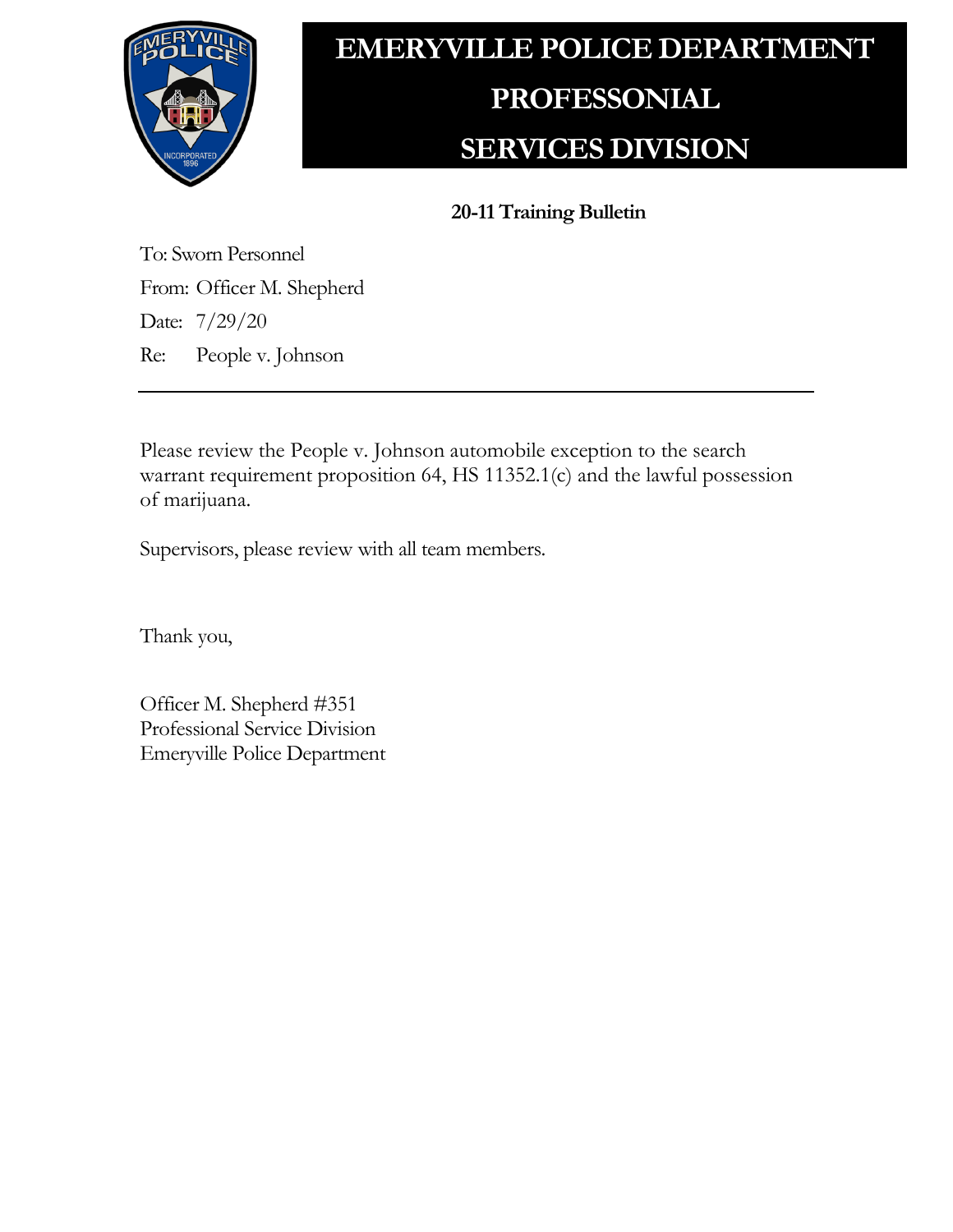# EMERYVILLE POLICE DEPARTMENT PROFESSONIAL SERVICES DIVISION

**20-11 Training Bulletin**

To: Sworn Personnel

From: Officer M. Shepherd

Date: 7/29/20

Re: People v. Johnson

---

Please review the People v. Johnson automobile exception to the search warrant requirement proposition 64, HS 11352.1(c) and the lawful possession of marijuana.

Supervisors, please review with all team members.

Thank you,

Officer M. Shepherd #351
Professional Service Division
Emeryville Police Department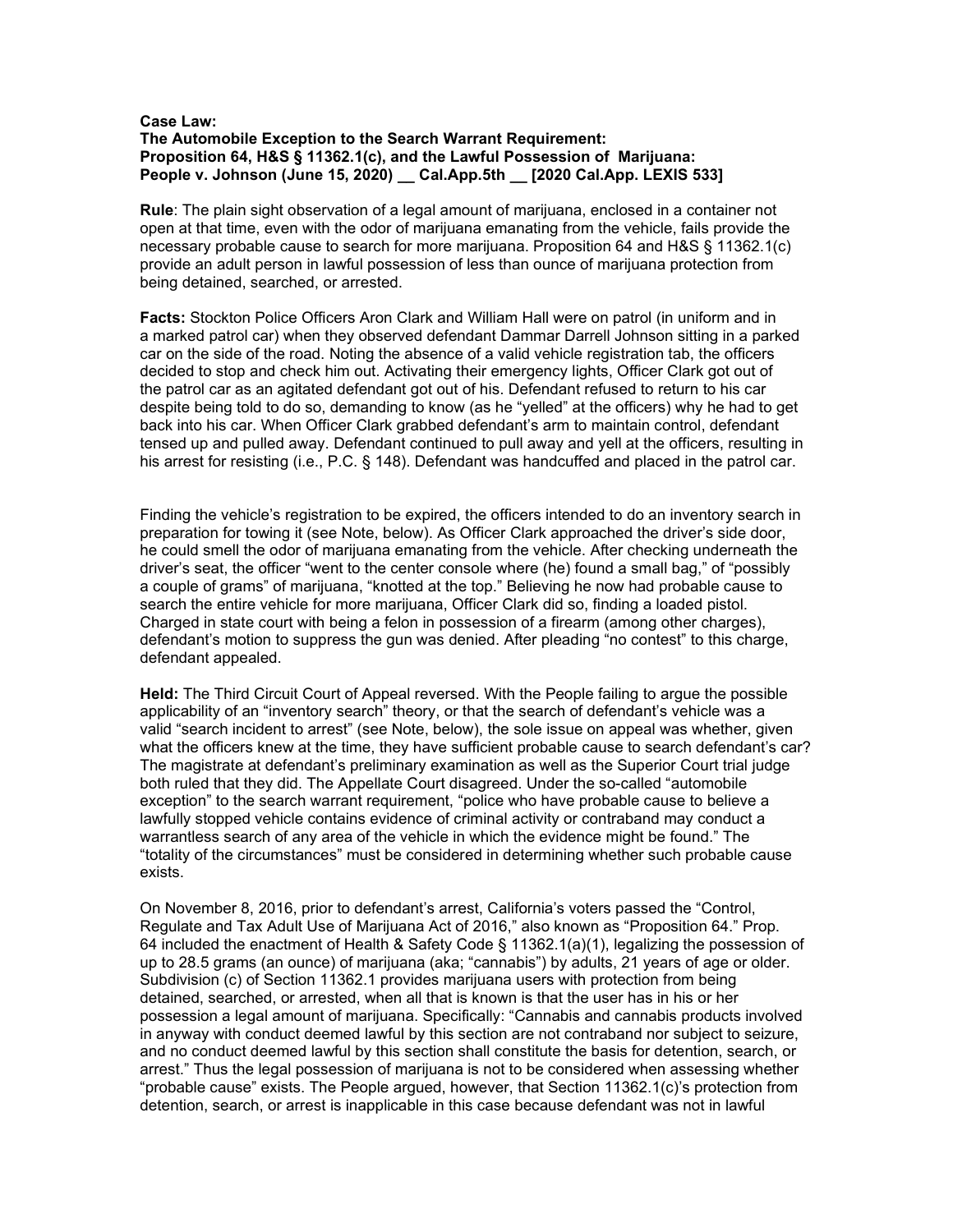**Case Law:**
**The Automobile Exception to the Search Warrant Requirement:**
**Proposition 64, H&S § 11362.1(c), and the Lawful Possession of Marijuana:**
**People v. Johnson (June 15, 2020) __ Cal.App.5th __ [2020 Cal.App. LEXIS 533]**

**Rule**: The plain sight observation of a legal amount of marijuana, enclosed in a container not open at that time, even with the odor of marijuana emanating from the vehicle, fails provide the necessary probable cause to search for more marijuana. Proposition 64 and H&S § 11362.1(c) provide an adult person in lawful possession of less than ounce of marijuana protection from being detained, searched, or arrested.

**Facts:** Stockton Police Officers Aron Clark and William Hall were on patrol (in uniform and in a marked patrol car) when they observed defendant Dammar Darrell Johnson sitting in a parked car on the side of the road. Noting the absence of a valid vehicle registration tab, the officers decided to stop and check him out. Activating their emergency lights, Officer Clark got out of the patrol car as an agitated defendant got out of his. Defendant refused to return to his car despite being told to do so, demanding to know (as he "yelled" at the officers) why he had to get back into his car. When Officer Clark grabbed defendant's arm to maintain control, defendant tensed up and pulled away. Defendant continued to pull away and yell at the officers, resulting in his arrest for resisting (i.e., P.C. § 148). Defendant was handcuffed and placed in the patrol car.

Finding the vehicle's registration to be expired, the officers intended to do an inventory search in preparation for towing it (see Note, below). As Officer Clark approached the driver's side door, he could smell the odor of marijuana emanating from the vehicle. After checking underneath the driver's seat, the officer "went to the center console where (he) found a small bag," of "possibly a couple of grams" of marijuana, "knotted at the top." Believing he now had probable cause to search the entire vehicle for more marijuana, Officer Clark did so, finding a loaded pistol. Charged in state court with being a felon in possession of a firearm (among other charges), defendant's motion to suppress the gun was denied. After pleading "no contest" to this charge, defendant appealed.

**Held:** The Third Circuit Court of Appeal reversed. With the People failing to argue the possible applicability of an "inventory search" theory, or that the search of defendant's vehicle was a valid "search incident to arrest" (see Note, below), the sole issue on appeal was whether, given what the officers knew at the time, they have sufficient probable cause to search defendant's car? The magistrate at defendant's preliminary examination as well as the Superior Court trial judge both ruled that they did. The Appellate Court disagreed. Under the so-called "automobile exception" to the search warrant requirement, "police who have probable cause to believe a lawfully stopped vehicle contains evidence of criminal activity or contraband may conduct a warrantless search of any area of the vehicle in which the evidence might be found." The "totality of the circumstances" must be considered in determining whether such probable cause exists.

On November 8, 2016, prior to defendant's arrest, California's voters passed the "Control, Regulate and Tax Adult Use of Marijuana Act of 2016," also known as "Proposition 64." Prop. 64 included the enactment of Health & Safety Code § 11362.1(a)(1), legalizing the possession of up to 28.5 grams (an ounce) of marijuana (aka; "cannabis") by adults, 21 years of age or older. Subdivision (c) of Section 11362.1 provides marijuana users with protection from being detained, searched, or arrested, when all that is known is that the user has in his or her possession a legal amount of marijuana. Specifically: "Cannabis and cannabis products involved in anyway with conduct deemed lawful by this section are not contraband nor subject to seizure, and no conduct deemed lawful by this section shall constitute the basis for detention, search, or arrest." Thus the legal possession of marijuana is not to be considered when assessing whether "probable cause" exists. The People argued, however, that Section 11362.1(c)'s protection from detention, search, or arrest is inapplicable in this case because defendant was not in lawful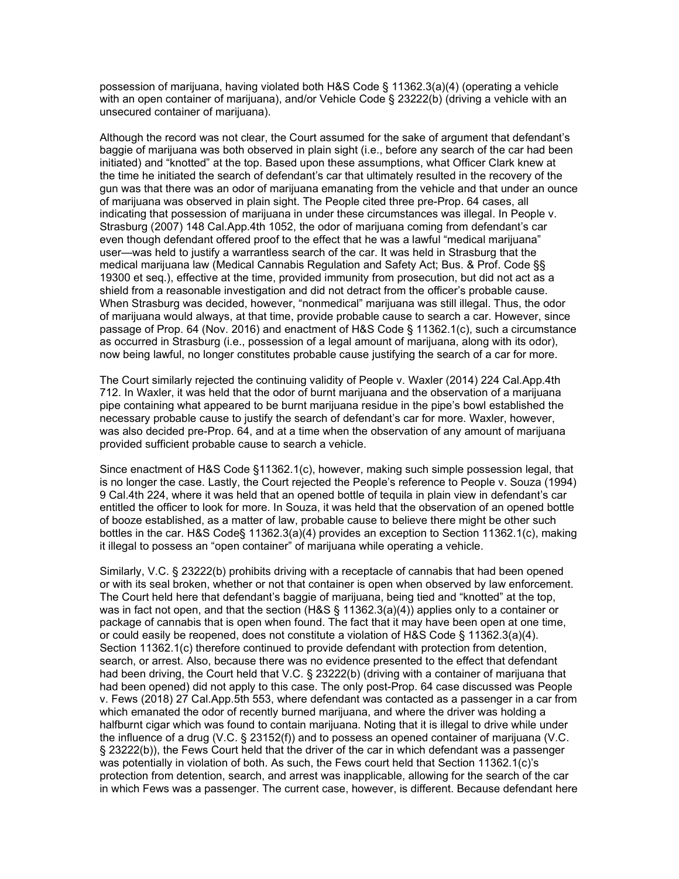possession of marijuana, having violated both H&S Code § 11362.3(a)(4) (operating a vehicle with an open container of marijuana), and/or Vehicle Code § 23222(b) (driving a vehicle with an unsecured container of marijuana).

Although the record was not clear, the Court assumed for the sake of argument that defendant's baggie of marijuana was both observed in plain sight (i.e., before any search of the car had been initiated) and "knotted" at the top. Based upon these assumptions, what Officer Clark knew at the time he initiated the search of defendant's car that ultimately resulted in the recovery of the gun was that there was an odor of marijuana emanating from the vehicle and that under an ounce of marijuana was observed in plain sight. The People cited three pre-Prop. 64 cases, all indicating that possession of marijuana in under these circumstances was illegal. In People v. Strasburg (2007) 148 Cal.App.4th 1052, the odor of marijuana coming from defendant's car even though defendant offered proof to the effect that he was a lawful "medical marijuana" user—was held to justify a warrantless search of the car. It was held in Strasburg that the medical marijuana law (Medical Cannabis Regulation and Safety Act; Bus. & Prof. Code §§ 19300 et seq.), effective at the time, provided immunity from prosecution, but did not act as a shield from a reasonable investigation and did not detract from the officer's probable cause. When Strasburg was decided, however, "nonmedical" marijuana was still illegal. Thus, the odor of marijuana would always, at that time, provide probable cause to search a car. However, since passage of Prop. 64 (Nov. 2016) and enactment of H&S Code § 11362.1(c), such a circumstance as occurred in Strasburg (i.e., possession of a legal amount of marijuana, along with its odor), now being lawful, no longer constitutes probable cause justifying the search of a car for more.

The Court similarly rejected the continuing validity of People v. Waxler (2014) 224 Cal.App.4th 712. In Waxler, it was held that the odor of burnt marijuana and the observation of a marijuana pipe containing what appeared to be burnt marijuana residue in the pipe's bowl established the necessary probable cause to justify the search of defendant's car for more. Waxler, however, was also decided pre-Prop. 64, and at a time when the observation of any amount of marijuana provided sufficient probable cause to search a vehicle.

Since enactment of H&S Code §11362.1(c), however, making such simple possession legal, that is no longer the case. Lastly, the Court rejected the People's reference to People v. Souza (1994) 9 Cal.4th 224, where it was held that an opened bottle of tequila in plain view in defendant's car entitled the officer to look for more. In Souza, it was held that the observation of an opened bottle of booze established, as a matter of law, probable cause to believe there might be other such bottles in the car. H&S Code§ 11362.3(a)(4) provides an exception to Section 11362.1(c), making it illegal to possess an "open container" of marijuana while operating a vehicle.

Similarly, V.C. § 23222(b) prohibits driving with a receptacle of cannabis that had been opened or with its seal broken, whether or not that container is open when observed by law enforcement. The Court held here that defendant's baggie of marijuana, being tied and "knotted" at the top, was in fact not open, and that the section (H&S § 11362.3(a)(4)) applies only to a container or package of cannabis that is open when found. The fact that it may have been open at one time, or could easily be reopened, does not constitute a violation of H&S Code § 11362.3(a)(4). Section 11362.1(c) therefore continued to provide defendant with protection from detention, search, or arrest. Also, because there was no evidence presented to the effect that defendant had been driving, the Court held that V.C. § 23222(b) (driving with a container of marijuana that had been opened) did not apply to this case. The only post-Prop. 64 case discussed was People v. Fews (2018) 27 Cal.App.5th 553, where defendant was contacted as a passenger in a car from which emanated the odor of recently burned marijuana, and where the driver was holding a halfburnt cigar which was found to contain marijuana. Noting that it is illegal to drive while under the influence of a drug (V.C. § 23152(f)) and to possess an opened container of marijuana (V.C. § 23222(b)), the Fews Court held that the driver of the car in which defendant was a passenger was potentially in violation of both. As such, the Fews court held that Section 11362.1(c)'s protection from detention, search, and arrest was inapplicable, allowing for the search of the car in which Fews was a passenger. The current case, however, is different. Because defendant here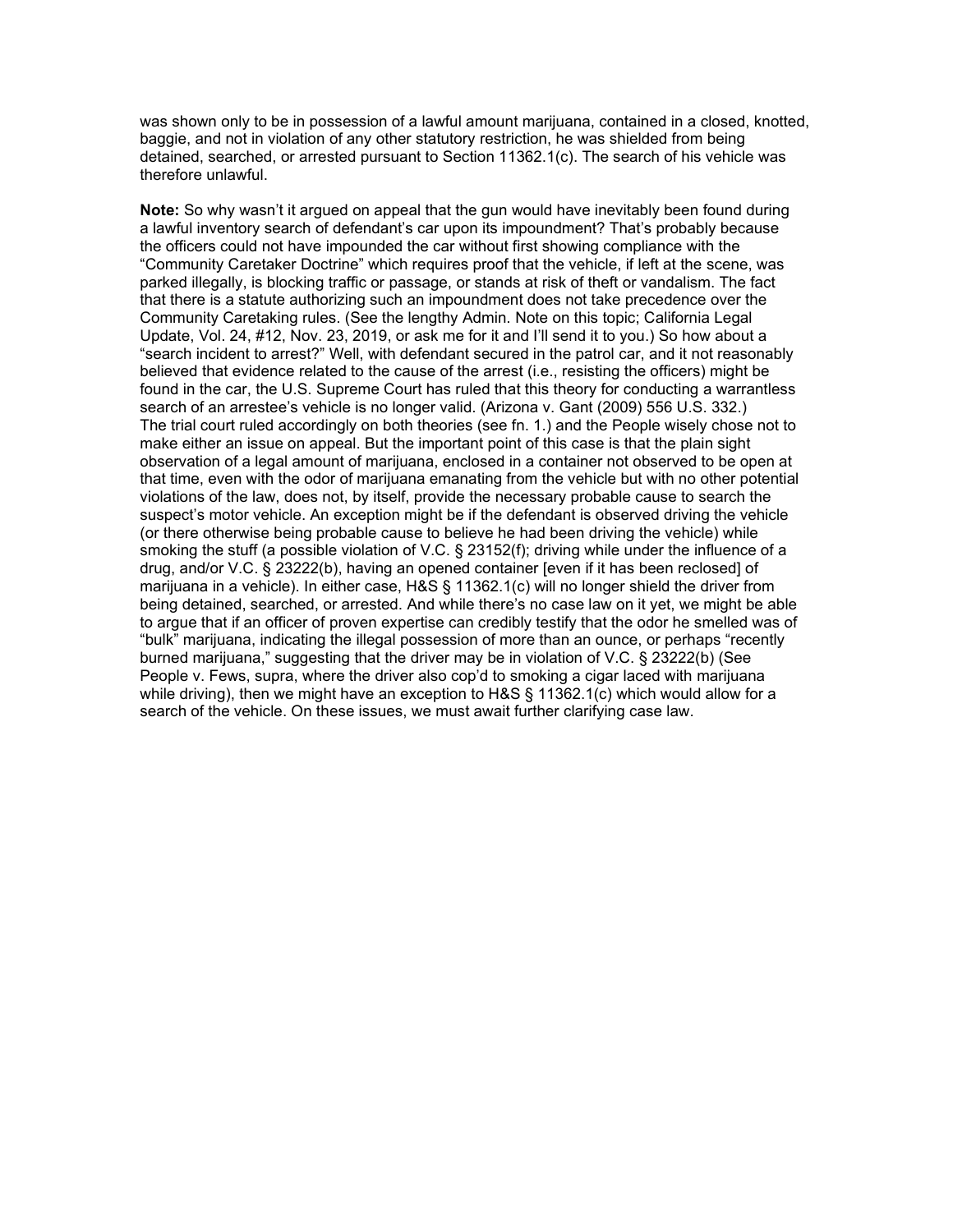was shown only to be in possession of a lawful amount marijuana, contained in a closed, knotted, baggie, and not in violation of any other statutory restriction, he was shielded from being detained, searched, or arrested pursuant to Section 11362.1(c). The search of his vehicle was therefore unlawful.

**Note:** So why wasn't it argued on appeal that the gun would have inevitably been found during a lawful inventory search of defendant's car upon its impoundment? That's probably because the officers could not have impounded the car without first showing compliance with the "Community Caretaker Doctrine" which requires proof that the vehicle, if left at the scene, was parked illegally, is blocking traffic or passage, or stands at risk of theft or vandalism. The fact that there is a statute authorizing such an impoundment does not take precedence over the Community Caretaking rules. (See the lengthy Admin. Note on this topic; California Legal Update, Vol. 24, #12, Nov. 23, 2019, or ask me for it and I'll send it to you.) So how about a "search incident to arrest?" Well, with defendant secured in the patrol car, and it not reasonably believed that evidence related to the cause of the arrest (i.e., resisting the officers) might be found in the car, the U.S. Supreme Court has ruled that this theory for conducting a warrantless search of an arrestee's vehicle is no longer valid. (Arizona v. Gant (2009) 556 U.S. 332.) The trial court ruled accordingly on both theories (see fn. 1.) and the People wisely chose not to make either an issue on appeal. But the important point of this case is that the plain sight observation of a legal amount of marijuana, enclosed in a container not observed to be open at that time, even with the odor of marijuana emanating from the vehicle but with no other potential violations of the law, does not, by itself, provide the necessary probable cause to search the suspect's motor vehicle. An exception might be if the defendant is observed driving the vehicle (or there otherwise being probable cause to believe he had been driving the vehicle) while smoking the stuff (a possible violation of V.C. § 23152(f); driving while under the influence of a drug, and/or V.C. § 23222(b), having an opened container [even if it has been reclosed] of marijuana in a vehicle). In either case, H&S § 11362.1(c) will no longer shield the driver from being detained, searched, or arrested. And while there's no case law on it yet, we might be able to argue that if an officer of proven expertise can credibly testify that the odor he smelled was of "bulk" marijuana, indicating the illegal possession of more than an ounce, or perhaps "recently burned marijuana," suggesting that the driver may be in violation of V.C. § 23222(b) (See People v. Fews, supra, where the driver also cop'd to smoking a cigar laced with marijuana while driving), then we might have an exception to H&S § 11362.1(c) which would allow for a search of the vehicle. On these issues, we must await further clarifying case law.